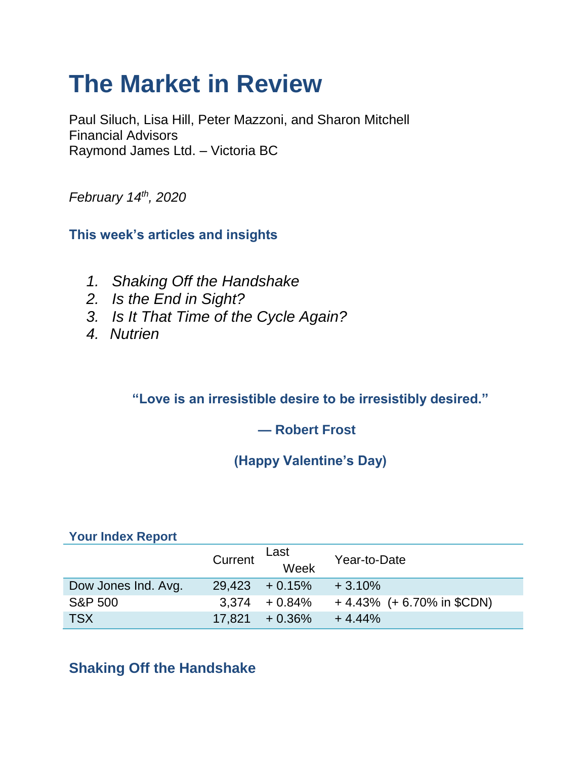# The Market in Review

Paul Siluch, Lisa Hill, Peter Mazzoni, and Sharon Mitchell
Financial Advisors
Raymond James Ltd. – Victoria BC

*February 14th, 2020*

### This week's articles and insights

1. *Shaking Off the Handshake*
2. *Is the End in Sight?*
3. *Is It That Time of the Cycle Again?*
4. *Nutrien*

**"Love is an irresistible desire to be irresistibly desired."**

**— Robert Frost**

**(Happy Valentine's Day)**

**Your Index Report**

| | Current | Last Week | Year-to-Date |
|---|---|---|---|
| Dow Jones Ind. Avg. | 29,423 | + 0.15% | + 3.10% |
| S&P 500 | 3,374 | + 0.84% | + 4.43% (+ 6.70% in $CDN) |
| TSX | 17,821 | + 0.36% | + 4.44% |

## Shaking Off the Handshake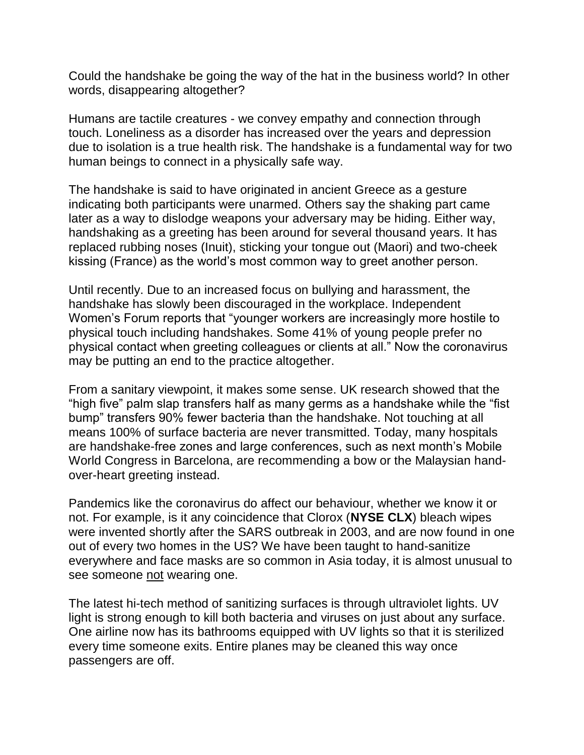Could the handshake be going the way of the hat in the business world? In other words, disappearing altogether?

Humans are tactile creatures - we convey empathy and connection through touch. Loneliness as a disorder has increased over the years and depression due to isolation is a true health risk. The handshake is a fundamental way for two human beings to connect in a physically safe way.

The handshake is said to have originated in ancient Greece as a gesture indicating both participants were unarmed. Others say the shaking part came later as a way to dislodge weapons your adversary may be hiding. Either way, handshaking as a greeting has been around for several thousand years. It has replaced rubbing noses (Inuit), sticking your tongue out (Maori) and two-cheek kissing (France) as the world's most common way to greet another person.

Until recently. Due to an increased focus on bullying and harassment, the handshake has slowly been discouraged in the workplace. Independent Women's Forum reports that "younger workers are increasingly more hostile to physical touch including handshakes. Some 41% of young people prefer no physical contact when greeting colleagues or clients at all." Now the coronavirus may be putting an end to the practice altogether.

From a sanitary viewpoint, it makes some sense. UK research showed that the "high five" palm slap transfers half as many germs as a handshake while the "fist bump" transfers 90% fewer bacteria than the handshake. Not touching at all means 100% of surface bacteria are never transmitted. Today, many hospitals are handshake-free zones and large conferences, such as next month's Mobile World Congress in Barcelona, are recommending a bow or the Malaysian hand-over-heart greeting instead.

Pandemics like the coronavirus do affect our behaviour, whether we know it or not. For example, is it any coincidence that Clorox (**NYSE CLX**) bleach wipes were invented shortly after the SARS outbreak in 2003, and are now found in one out of every two homes in the US? We have been taught to hand-sanitize everywhere and face masks are so common in Asia today, it is almost unusual to see someone <u>not</u> wearing one.

The latest hi-tech method of sanitizing surfaces is through ultraviolet lights. UV light is strong enough to kill both bacteria and viruses on just about any surface. One airline now has its bathrooms equipped with UV lights so that it is sterilized every time someone exits. Entire planes may be cleaned this way once passengers are off.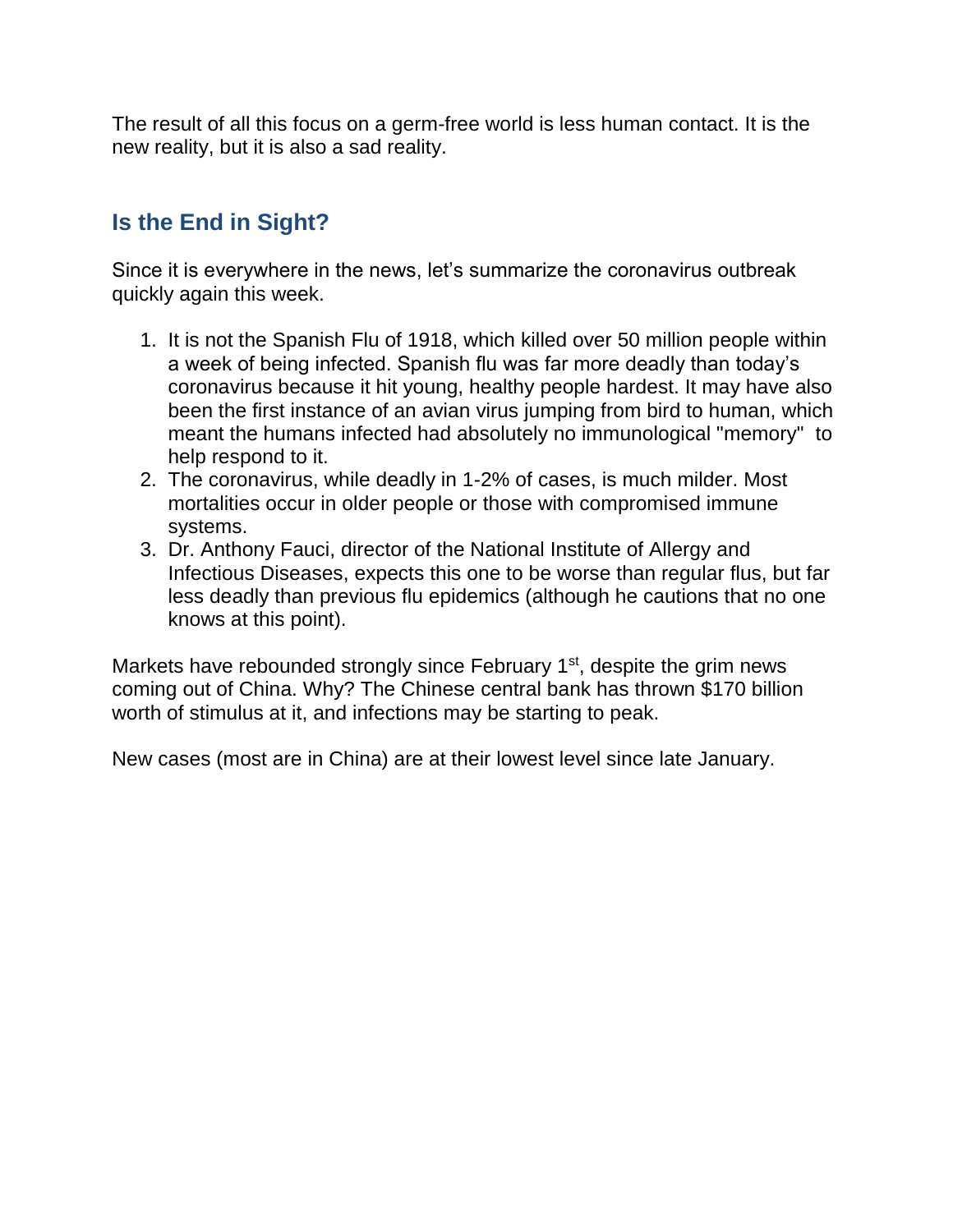The result of all this focus on a germ-free world is less human contact. It is the new reality, but it is also a sad reality.

## Is the End in Sight?

Since it is everywhere in the news, let's summarize the coronavirus outbreak quickly again this week.

1. It is not the Spanish Flu of 1918, which killed over 50 million people within a week of being infected. Spanish flu was far more deadly than today's coronavirus because it hit young, healthy people hardest. It may have also been the first instance of an avian virus jumping from bird to human, which meant the humans infected had absolutely no immunological "memory" to help respond to it.
2. The coronavirus, while deadly in 1-2% of cases, is much milder. Most mortalities occur in older people or those with compromised immune systems.
3. Dr. Anthony Fauci, director of the National Institute of Allergy and Infectious Diseases, expects this one to be worse than regular flus, but far less deadly than previous flu epidemics (although he cautions that no one knows at this point).

Markets have rebounded strongly since February 1st, despite the grim news coming out of China. Why? The Chinese central bank has thrown $170 billion worth of stimulus at it, and infections may be starting to peak.

New cases (most are in China) are at their lowest level since late January.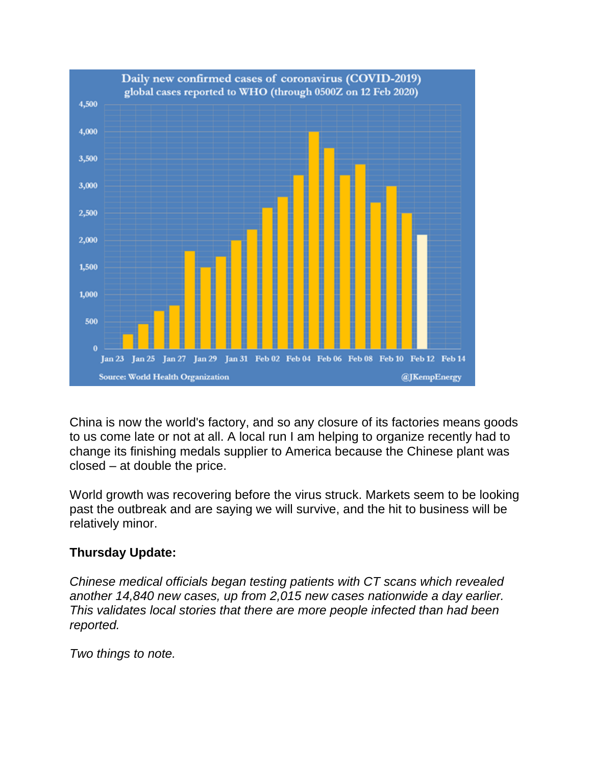China is now the world's factory, and so any closure of its factories means goods to us come late or not at all. A local run I am helping to organize recently had to change its finishing medals supplier to America because the Chinese plant was closed – at double the price.

World growth was recovering before the virus struck. Markets seem to be looking past the outbreak and are saying we will survive, and the hit to business will be relatively minor.

**Thursday Update:**

*Chinese medical officials began testing patients with CT scans which revealed another 14,840 new cases, up from 2,015 new cases nationwide a day earlier. This validates local stories that there are more people infected than had been reported.*

*Two things to note.*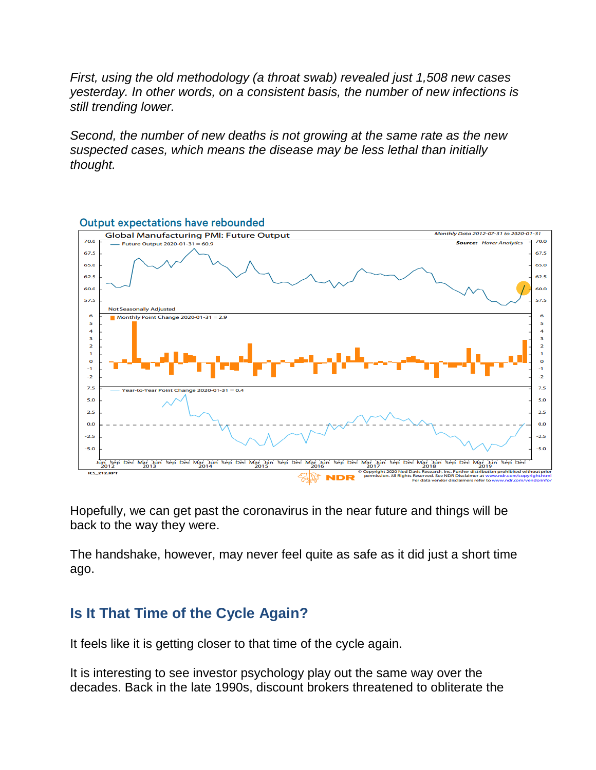*First, using the old methodology (a throat swab) revealed just 1,508 new cases yesterday. In other words, on a consistent basis, the number of new infections is still trending lower.*

*Second, the number of new deaths is not growing at the same rate as the new suspected cases, which means the disease may be less lethal than initially thought.*

Output expectations have rebounded

Hopefully, we can get past the coronavirus in the near future and things will be back to the way they were.

The handshake, however, may never feel quite as safe as it did just a short time ago.

## Is It That Time of the Cycle Again?

It feels like it is getting closer to that time of the cycle again.

It is interesting to see investor psychology play out the same way over the decades. Back in the late 1990s, discount brokers threatened to obliterate the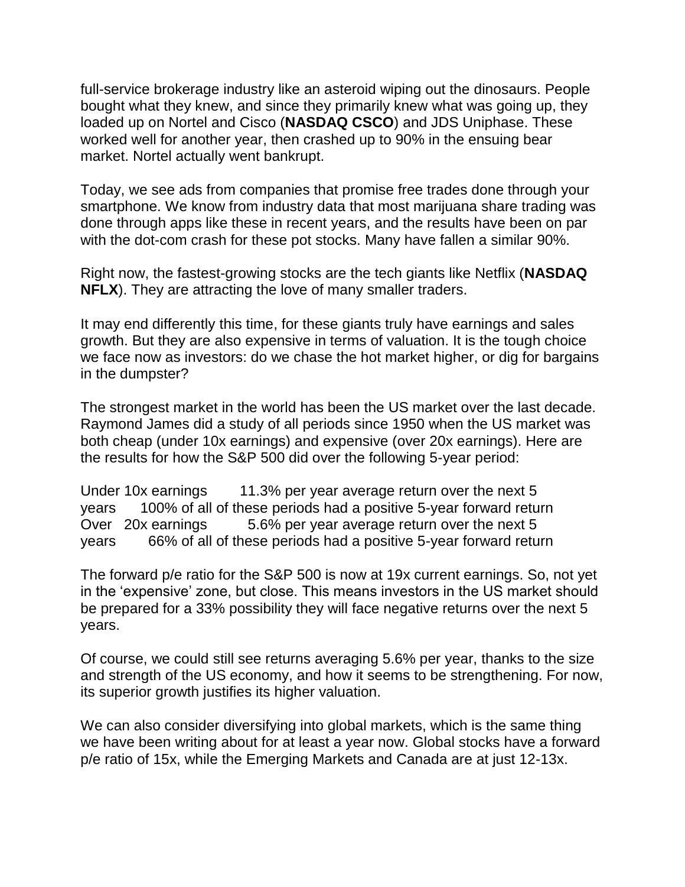full-service brokerage industry like an asteroid wiping out the dinosaurs. People bought what they knew, and since they primarily knew what was going up, they loaded up on Nortel and Cisco (**NASDAQ CSCO**) and JDS Uniphase. These worked well for another year, then crashed up to 90% in the ensuing bear market. Nortel actually went bankrupt.

Today, we see ads from companies that promise free trades done through your smartphone. We know from industry data that most marijuana share trading was done through apps like these in recent years, and the results have been on par with the dot-com crash for these pot stocks. Many have fallen a similar 90%.

Right now, the fastest-growing stocks are the tech giants like Netflix (**NASDAQ NFLX**). They are attracting the love of many smaller traders.

It may end differently this time, for these giants truly have earnings and sales growth. But they are also expensive in terms of valuation. It is the tough choice we face now as investors: do we chase the hot market higher, or dig for bargains in the dumpster?

The strongest market in the world has been the US market over the last decade. Raymond James did a study of all periods since 1950 when the US market was both cheap (under 10x earnings) and expensive (over 20x earnings). Here are the results for how the S&P 500 did over the following 5-year period:

Under 10x earnings 11.3% per year average return over the next 5 years 100% of all of these periods had a positive 5-year forward return
Over 20x earnings 5.6% per year average return over the next 5 years 66% of all of these periods had a positive 5-year forward return

The forward p/e ratio for the S&P 500 is now at 19x current earnings. So, not yet in the 'expensive' zone, but close. This means investors in the US market should be prepared for a 33% possibility they will face negative returns over the next 5 years.

Of course, we could still see returns averaging 5.6% per year, thanks to the size and strength of the US economy, and how it seems to be strengthening. For now, its superior growth justifies its higher valuation.

We can also consider diversifying into global markets, which is the same thing we have been writing about for at least a year now. Global stocks have a forward p/e ratio of 15x, while the Emerging Markets and Canada are at just 12-13x.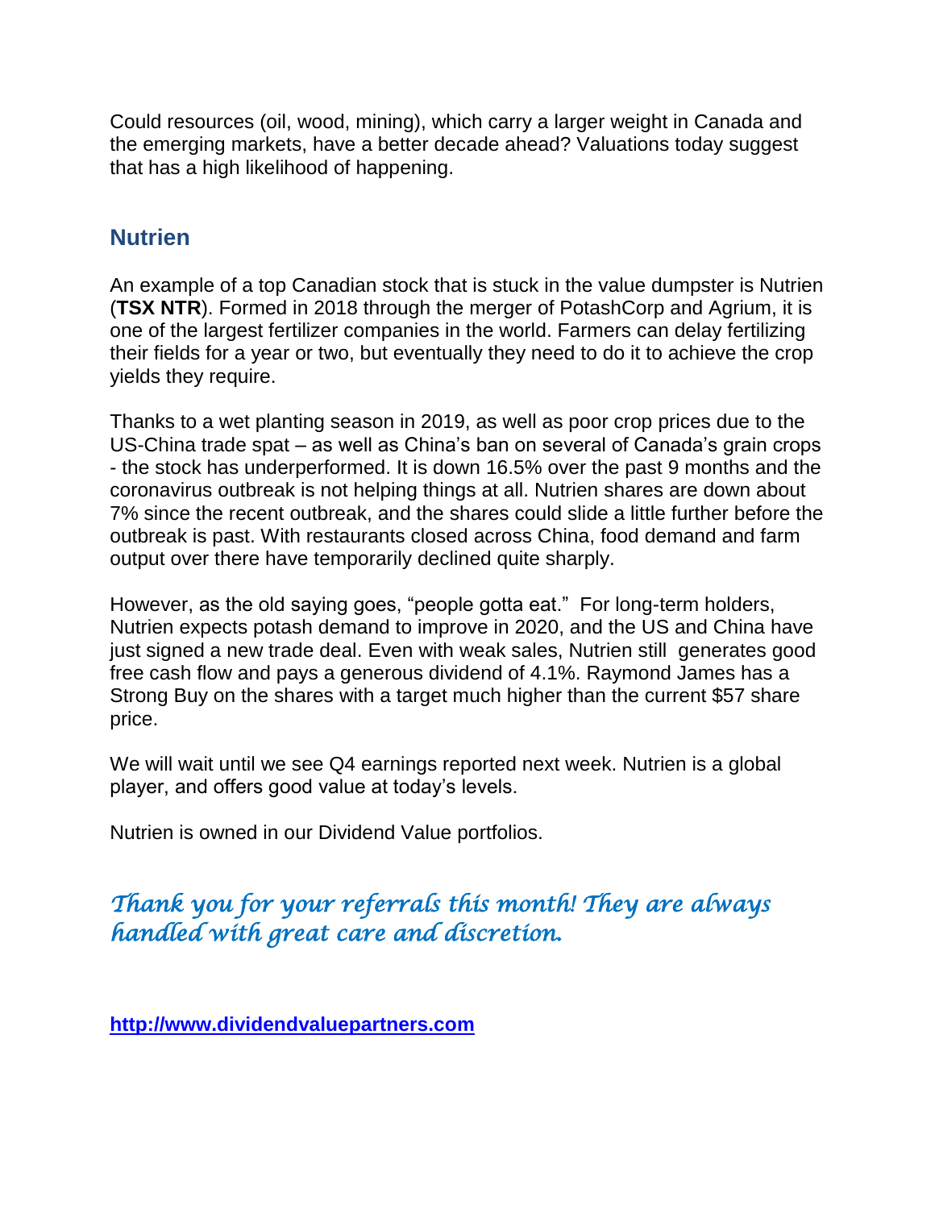Could resources (oil, wood, mining), which carry a larger weight in Canada and the emerging markets, have a better decade ahead? Valuations today suggest that has a high likelihood of happening.

## Nutrien

An example of a top Canadian stock that is stuck in the value dumpster is Nutrien (**TSX NTR**). Formed in 2018 through the merger of PotashCorp and Agrium, it is one of the largest fertilizer companies in the world. Farmers can delay fertilizing their fields for a year or two, but eventually they need to do it to achieve the crop yields they require.

Thanks to a wet planting season in 2019, as well as poor crop prices due to the US-China trade spat – as well as China's ban on several of Canada's grain crops - the stock has underperformed. It is down 16.5% over the past 9 months and the coronavirus outbreak is not helping things at all. Nutrien shares are down about 7% since the recent outbreak, and the shares could slide a little further before the outbreak is past. With restaurants closed across China, food demand and farm output over there have temporarily declined quite sharply.

However, as the old saying goes, "people gotta eat." For long-term holders, Nutrien expects potash demand to improve in 2020, and the US and China have just signed a new trade deal. Even with weak sales, Nutrien still generates good free cash flow and pays a generous dividend of 4.1%. Raymond James has a Strong Buy on the shares with a target much higher than the current $57 share price.

We will wait until we see Q4 earnings reported next week. Nutrien is a global player, and offers good value at today's levels.

Nutrien is owned in our Dividend Value portfolios.

*Thank you for your referrals this month! They are always handled with great care and discretion.*

**[http://www.dividendvaluepartners.com](http://www.dividendvaluepartners.com)**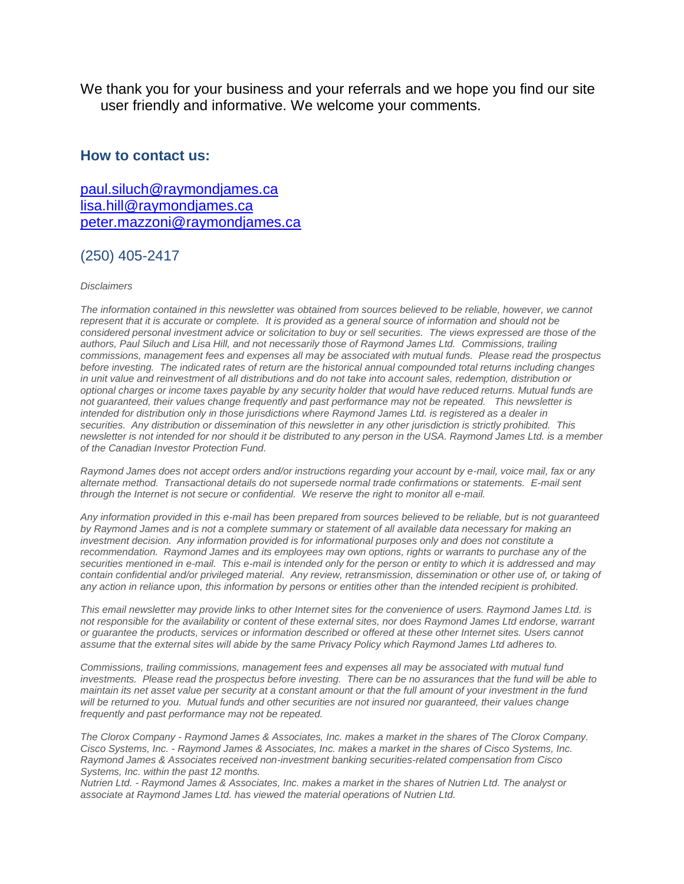We thank you for your business and your referrals and we hope you find our site user friendly and informative. We welcome your comments.

### How to contact us:

paul.siluch@raymondjames.ca
lisa.hill@raymondjames.ca
peter.mazzoni@raymondjames.ca

(250) 405-2417

*Disclaimers*

*The information contained in this newsletter was obtained from sources believed to be reliable, however, we cannot represent that it is accurate or complete. It is provided as a general source of information and should not be considered personal investment advice or solicitation to buy or sell securities. The views expressed are those of the authors, Paul Siluch and Lisa Hill, and not necessarily those of Raymond James Ltd. Commissions, trailing commissions, management fees and expenses all may be associated with mutual funds. Please read the prospectus before investing. The indicated rates of return are the historical annual compounded total returns including changes in unit value and reinvestment of all distributions and do not take into account sales, redemption, distribution or optional charges or income taxes payable by any security holder that would have reduced returns. Mutual funds are not guaranteed, their values change frequently and past performance may not be repeated. This newsletter is intended for distribution only in those jurisdictions where Raymond James Ltd. is registered as a dealer in securities. Any distribution or dissemination of this newsletter in any other jurisdiction is strictly prohibited. This newsletter is not intended for nor should it be distributed to any person in the USA. Raymond James Ltd. is a member of the Canadian Investor Protection Fund.*

*Raymond James does not accept orders and/or instructions regarding your account by e-mail, voice mail, fax or any alternate method. Transactional details do not supersede normal trade confirmations or statements. E-mail sent through the Internet is not secure or confidential. We reserve the right to monitor all e-mail.*

*Any information provided in this e-mail has been prepared from sources believed to be reliable, but is not guaranteed by Raymond James and is not a complete summary or statement of all available data necessary for making an investment decision. Any information provided is for informational purposes only and does not constitute a recommendation. Raymond James and its employees may own options, rights or warrants to purchase any of the securities mentioned in e-mail. This e-mail is intended only for the person or entity to which it is addressed and may contain confidential and/or privileged material. Any review, retransmission, dissemination or other use of, or taking of any action in reliance upon, this information by persons or entities other than the intended recipient is prohibited.*

*This email newsletter may provide links to other Internet sites for the convenience of users. Raymond James Ltd. is not responsible for the availability or content of these external sites, nor does Raymond James Ltd endorse, warrant or guarantee the products, services or information described or offered at these other Internet sites. Users cannot assume that the external sites will abide by the same Privacy Policy which Raymond James Ltd adheres to.*

*Commissions, trailing commissions, management fees and expenses all may be associated with mutual fund investments. Please read the prospectus before investing. There can be no assurances that the fund will be able to maintain its net asset value per security at a constant amount or that the full amount of your investment in the fund will be returned to you. Mutual funds and other securities are not insured nor guaranteed, their values change frequently and past performance may not be repeated.*

*The Clorox Company - Raymond James & Associates, Inc. makes a market in the shares of The Clorox Company.*
*Cisco Systems, Inc. - Raymond James & Associates, Inc. makes a market in the shares of Cisco Systems, Inc. Raymond James & Associates received non-investment banking securities-related compensation from Cisco Systems, Inc. within the past 12 months.*
*Nutrien Ltd. - Raymond James & Associates, Inc. makes a market in the shares of Nutrien Ltd. The analyst or associate at Raymond James Ltd. has viewed the material operations of Nutrien Ltd.*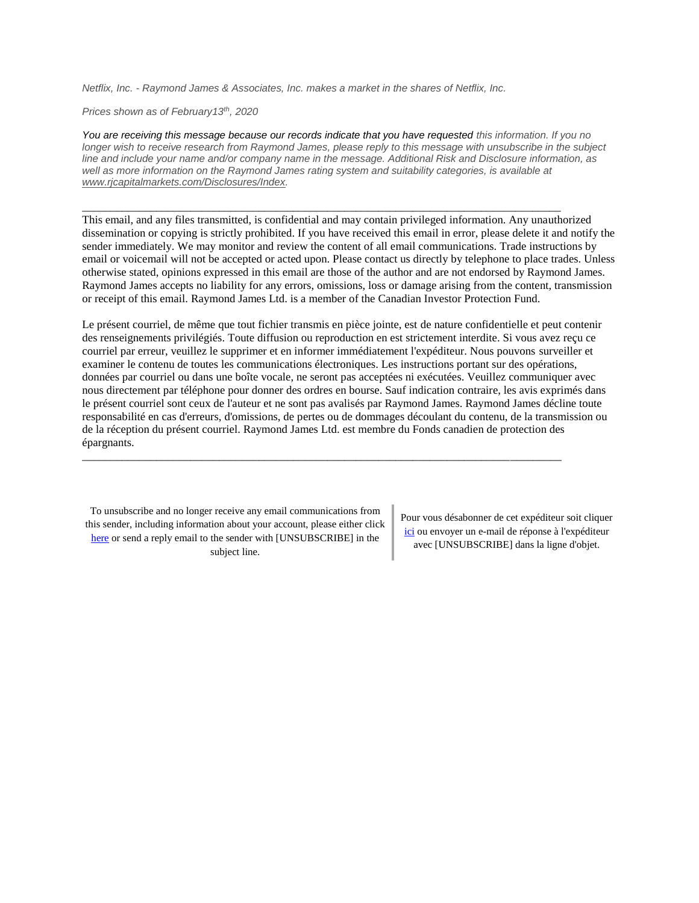*Netflix, Inc. - Raymond James & Associates, Inc. makes a market in the shares of Netflix, Inc.*

*Prices shown as of February13th, 2020*

*You are receiving this message because our records indicate that you have requested this information. If you no longer wish to receive research from Raymond James, please reply to this message with unsubscribe in the subject line and include your name and/or company name in the message. Additional Risk and Disclosure information, as well as more information on the Raymond James rating system and suitability categories, is available at www.rjcapitalmarkets.com/Disclosures/Index.*

---

This email, and any files transmitted, is confidential and may contain privileged information. Any unauthorized dissemination or copying is strictly prohibited. If you have received this email in error, please delete it and notify the sender immediately. We may monitor and review the content of all email communications. Trade instructions by email or voicemail will not be accepted or acted upon. Please contact us directly by telephone to place trades. Unless otherwise stated, opinions expressed in this email are those of the author and are not endorsed by Raymond James. Raymond James accepts no liability for any errors, omissions, loss or damage arising from the content, transmission or receipt of this email. Raymond James Ltd. is a member of the Canadian Investor Protection Fund.

Le présent courriel, de même que tout fichier transmis en pièce jointe, est de nature confidentielle et peut contenir des renseignements privilégiés. Toute diffusion ou reproduction en est strictement interdite. Si vous avez reçu ce courriel par erreur, veuillez le supprimer et en informer immédiatement l'expéditeur. Nous pouvons surveiller et examiner le contenu de toutes les communications électroniques. Les instructions portant sur des opérations, données par courriel ou dans une boîte vocale, ne seront pas acceptées ni exécutées. Veuillez communiquer avec nous directement par téléphone pour donner des ordres en bourse. Sauf indication contraire, les avis exprimés dans le présent courriel sont ceux de l'auteur et ne sont pas avalisés par Raymond James. Raymond James décline toute responsabilité en cas d'erreurs, d'omissions, de pertes ou de dommages découlant du contenu, de la transmission ou de la réception du présent courriel. Raymond James Ltd. est membre du Fonds canadien de protection des épargnants.

---

To unsubscribe and no longer receive any email communications from this sender, including information about your account, please either click here or send a reply email to the sender with [UNSUBSCRIBE] in the subject line.

Pour vous désabonner de cet expéditeur soit cliquer ici ou envoyer un e-mail de réponse à l'expéditeur avec [UNSUBSCRIBE] dans la ligne d'objet.